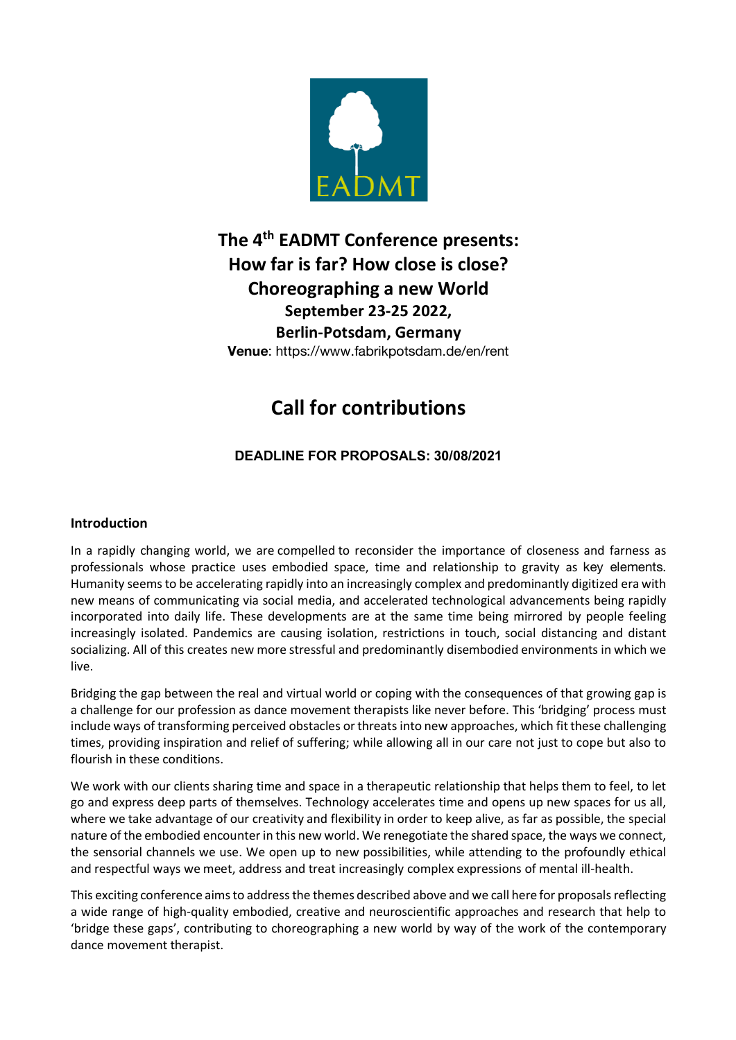EADMT

# The 4th EADMT Conference presents: How far is far? How close is close? Choreographing a new World

### September 23-25 2022, Berlin-Potsdam, Germany

**Venue**: https://www.fabrikpotsdam.de/en/rent

# Call for contributions

**DEADLINE FOR PROPOSALS: 30/08/2021**

## Introduction

In a rapidly changing world, we are compelled to reconsider the importance of closeness and farness as professionals whose practice uses embodied space, time and relationship to gravity as key elements. Humanity seems to be accelerating rapidly into an increasingly complex and predominantly digitized era with new means of communicating via social media, and accelerated technological advancements being rapidly incorporated into daily life. These developments are at the same time being mirrored by people feeling increasingly isolated. Pandemics are causing isolation, restrictions in touch, social distancing and distant socializing. All of this creates new more stressful and predominantly disembodied environments in which we live.

Bridging the gap between the real and virtual world or coping with the consequences of that growing gap is a challenge for our profession as dance movement therapists like never before. This 'bridging' process must include ways of transforming perceived obstacles or threats into new approaches, which fit these challenging times, providing inspiration and relief of suffering; while allowing all in our care not just to cope but also to flourish in these conditions.

We work with our clients sharing time and space in a therapeutic relationship that helps them to feel, to let go and express deep parts of themselves. Technology accelerates time and opens up new spaces for us all, where we take advantage of our creativity and flexibility in order to keep alive, as far as possible, the special nature of the embodied encounter in this new world. We renegotiate the shared space, the ways we connect, the sensorial channels we use. We open up to new possibilities, while attending to the profoundly ethical and respectful ways we meet, address and treat increasingly complex expressions of mental ill-health.

This exciting conference aims to address the themes described above and we call here for proposals reflecting a wide range of high-quality embodied, creative and neuroscientific approaches and research that help to 'bridge these gaps', contributing to choreographing a new world by way of the work of the contemporary dance movement therapist.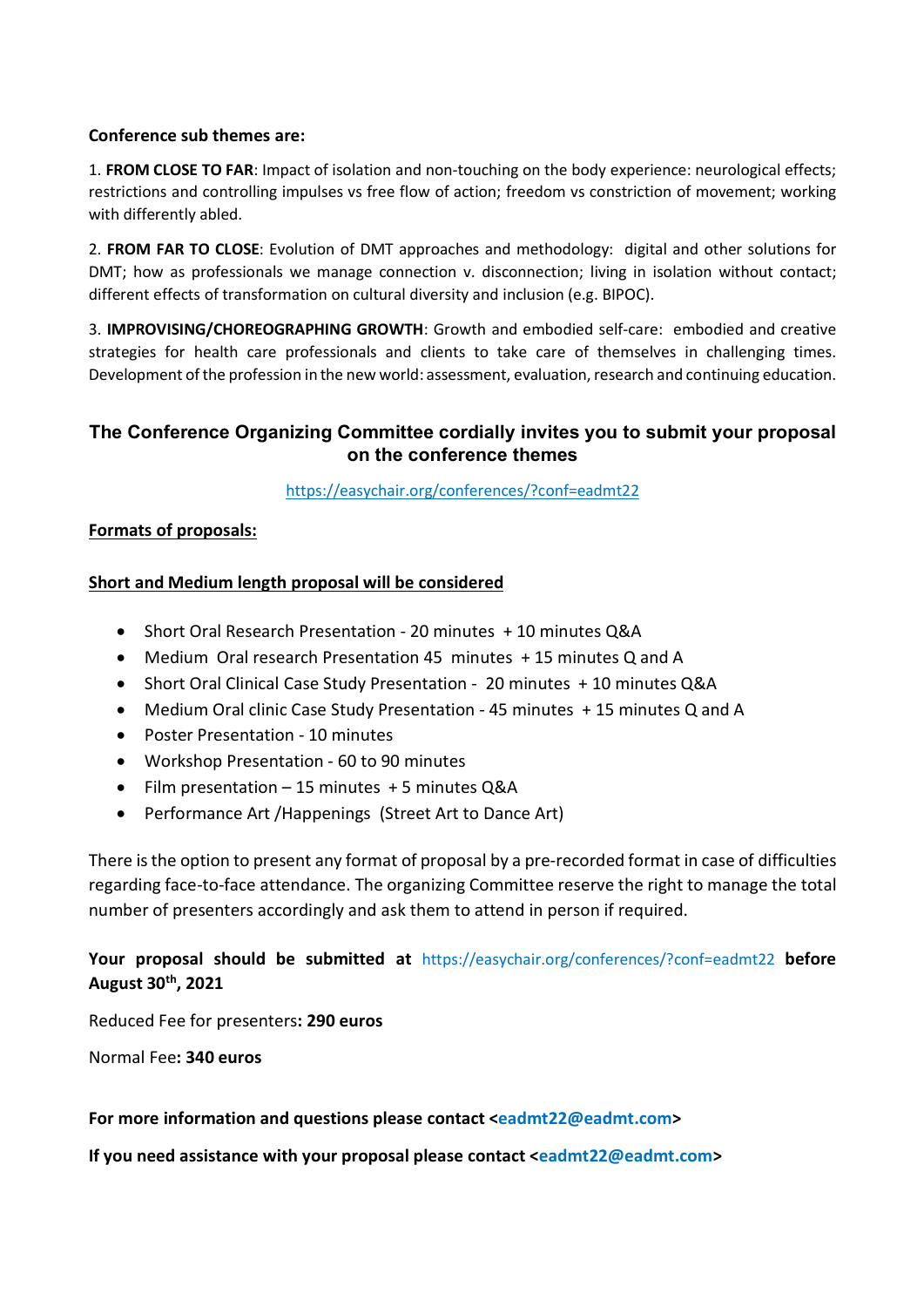**Conference sub themes are:**

1. **FROM CLOSE TO FAR**: Impact of isolation and non-touching on the body experience: neurological effects; restrictions and controlling impulses vs free flow of action; freedom vs constriction of movement; working with differently abled.

2. **FROM FAR TO CLOSE**: Evolution of DMT approaches and methodology: digital and other solutions for DMT; how as professionals we manage connection v. disconnection; living in isolation without contact; different effects of transformation on cultural diversity and inclusion (e.g. BIPOC).

3. **IMPROVISING/CHOREOGRAPHING GROWTH**: Growth and embodied self-care: embodied and creative strategies for health care professionals and clients to take care of themselves in challenging times. Development of the profession in the new world: assessment, evaluation, research and continuing education.

## The Conference Organizing Committee cordially invites you to submit your proposal on the conference themes

https://easychair.org/conferences/?conf=eadmt22

**Formats of proposals:**

**Short and Medium length proposal will be considered**

- Short Oral Research Presentation - 20 minutes + 10 minutes Q&A
- Medium Oral research Presentation 45 minutes + 15 minutes Q and A
- Short Oral Clinical Case Study Presentation - 20 minutes + 10 minutes Q&A
- Medium Oral clinic Case Study Presentation - 45 minutes + 15 minutes Q and A
- Poster Presentation - 10 minutes
- Workshop Presentation - 60 to 90 minutes
- Film presentation – 15 minutes + 5 minutes Q&A
- Performance Art /Happenings (Street Art to Dance Art)

There is the option to present any format of proposal by a pre-recorded format in case of difficulties regarding face-to-face attendance. The organizing Committee reserve the right to manage the total number of presenters accordingly and ask them to attend in person if required.

**Your proposal should be submitted at** https://easychair.org/conferences/?conf=eadmt22 **before August 30th, 2021**

Reduced Fee for presenters**: 290 euros**

Normal Fee**: 340 euros**

**For more information and questions please contact <eadmt22@eadmt.com>**

**If you need assistance with your proposal please contact <eadmt22@eadmt.com>**